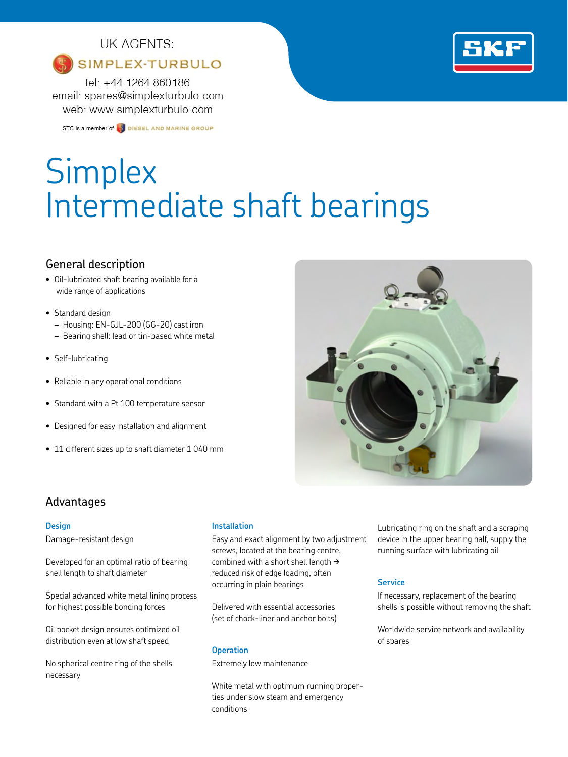UK AGENTS:

SIMPLEX-TURBULO

tel: +44 1264 860186
email: spares@simplexturbulo.com
web: www.simplexturbulo.com

STC is a member of DIESEL AND MARINE GROUP

SKF

# Simplex Intermediate shaft bearings

## General description

- Oil-lubricated shaft bearing available for a wide range of applications
- Standard design
  - Housing: EN-GJL-200 (GG-20) cast iron
  - Bearing shell: lead or tin-based white metal
- Self-lubricating
- Reliable in any operational conditions
- Standard with a Pt 100 temperature sensor
- Designed for easy installation and alignment
- 11 different sizes up to shaft diameter 1 040 mm

## Advantages

### Design

Damage-resistant design

Developed for an optimal ratio of bearing shell length to shaft diameter

Special advanced white metal lining process for highest possible bonding forces

Oil pocket design ensures optimized oil distribution even at low shaft speed

No spherical centre ring of the shells necessary

### Installation

Easy and exact alignment by two adjustment screws, located at the bearing centre, combined with a short shell length → reduced risk of edge loading, often occurring in plain bearings

Delivered with essential accessories (set of chock-liner and anchor bolts)

### Operation

Extremely low maintenance

White metal with optimum running properties under slow steam and emergency conditions

Lubricating ring on the shaft and a scraping device in the upper bearing half, supply the running surface with lubricating oil

### Service

If necessary, replacement of the bearing shells is possible without removing the shaft

Worldwide service network and availability of spares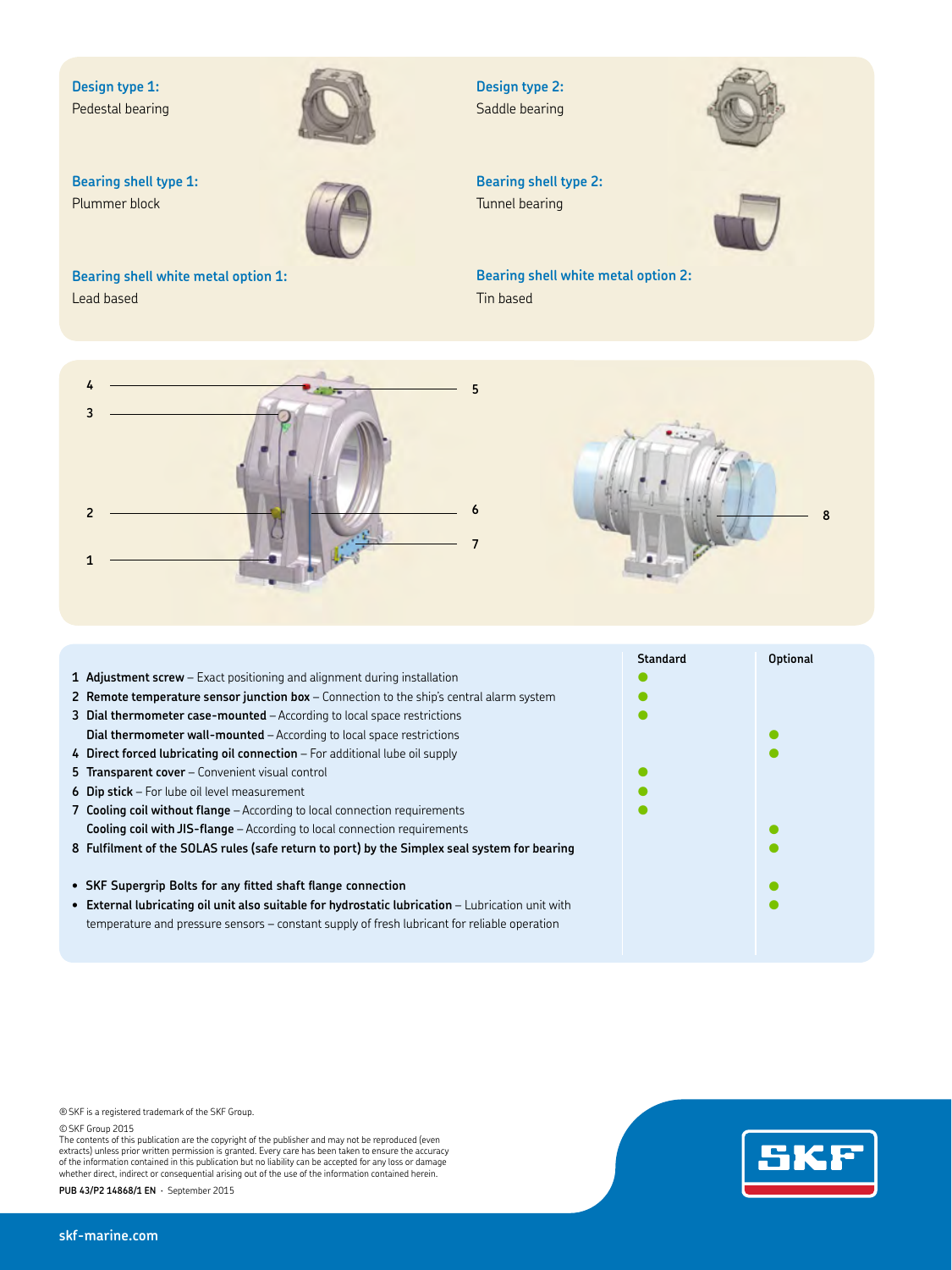**Design type 1:**
Pedestal bearing

**Design type 2:**
Saddle bearing

**Bearing shell type 1:**
Plummer block

**Bearing shell type 2:**
Tunnel bearing

**Bearing shell white metal option 1:**
Lead based

**Bearing shell white metal option 2:**
Tin based

4
3
2
1
5
6
7
8

| | Standard | Optional |
|---|---|---|
| **1 Adjustment screw** – Exact positioning and alignment during installation | ● | |
| **2 Remote temperature sensor junction box** – Connection to the ship's central alarm system | ● | |
| **3 Dial thermometer case-mounted** – According to local space restrictions | ● | |
| **Dial thermometer wall-mounted** – According to local space restrictions | | ● |
| **4 Direct forced lubricating oil connection** – For additional lube oil supply | | ● |
| **5 Transparent cover** – Convenient visual control | ● | |
| **6 Dip stick** – For lube oil level measurement | ● | |
| **7 Cooling coil without flange** – According to local connection requirements | ● | |
| **Cooling coil with JIS-flange** – According to local connection requirements | | ● |
| **8 Fulfilment of the SOLAS rules (safe return to port) by the Simplex seal system for bearing** | | ● |
| • **SKF Supergrip Bolts for any fitted shaft flange connection** | | ● |
| • **External lubricating oil unit also suitable for hydrostatic lubrication** – Lubrication unit with temperature and pressure sensors – constant supply of fresh lubricant for reliable operation | | ● |

® SKF is a registered trademark of the SKF Group.

© SKF Group 2015
The contents of this publication are the copyright of the publisher and may not be reproduced (even extracts) unless prior written permission is granted. Every care has been taken to ensure the accuracy of the information contained in this publication but no liability can be accepted for any loss or damage whether direct, indirect or consequential arising out of the use of the information contained herein.

**PUB 43/P2 14868/1 EN** · September 2015

SKF

**skf-marine.com**